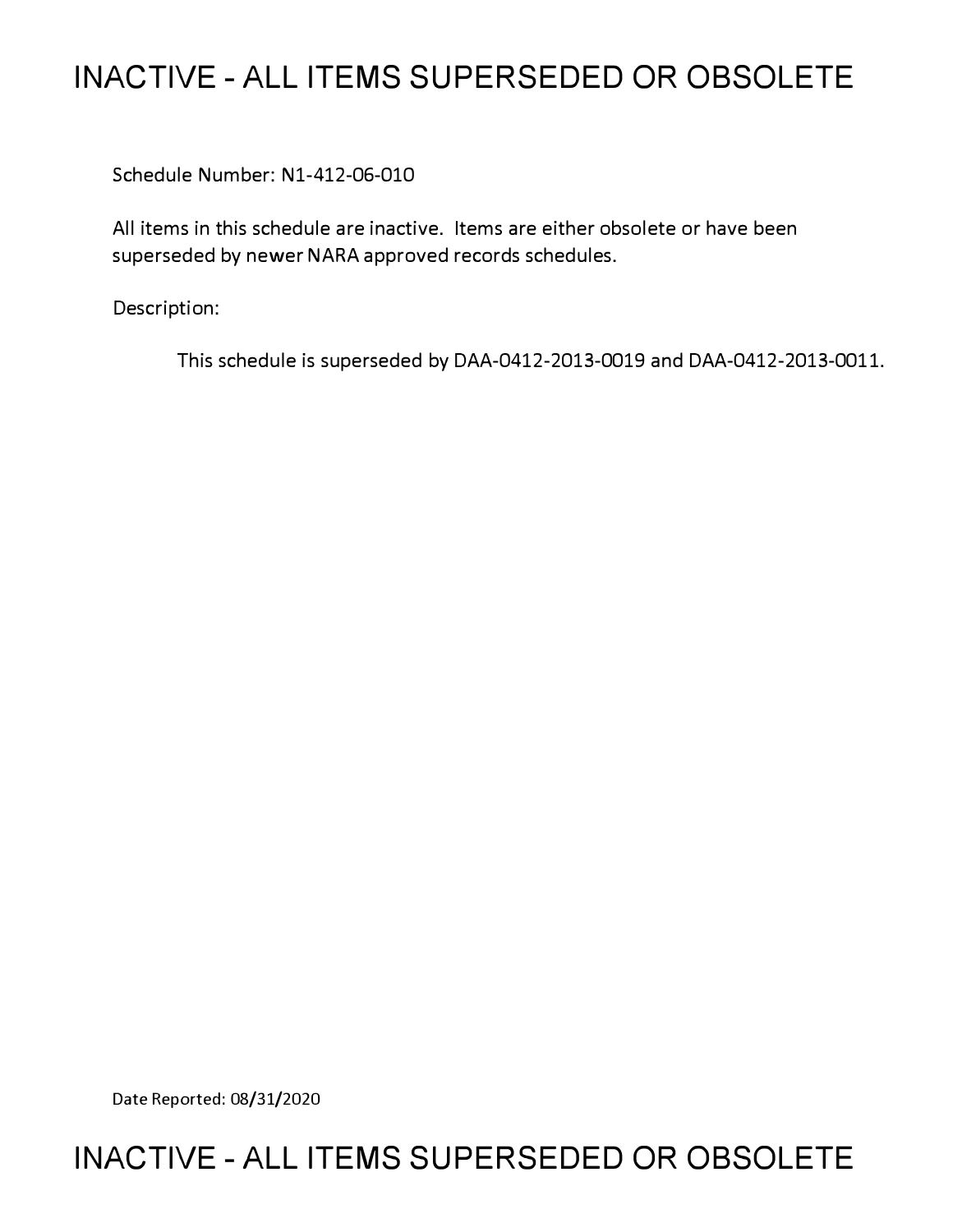# INACTIVE - ALL ITEMS SUPERSEDED OR OBSOLETE

Schedule Number: N1-412-06-010

All items in this schedule are inactive. Items are either obsolete or have been superseded by newer NARA approved records schedules.

Description:

This schedule is superseded by DAA-0412-2013-0019 and DAA-0412-2013-0011.

Date Reported: 08/31/2020

# INACTIVE - ALL ITEMS SUPERSEDED OR OBSOLETE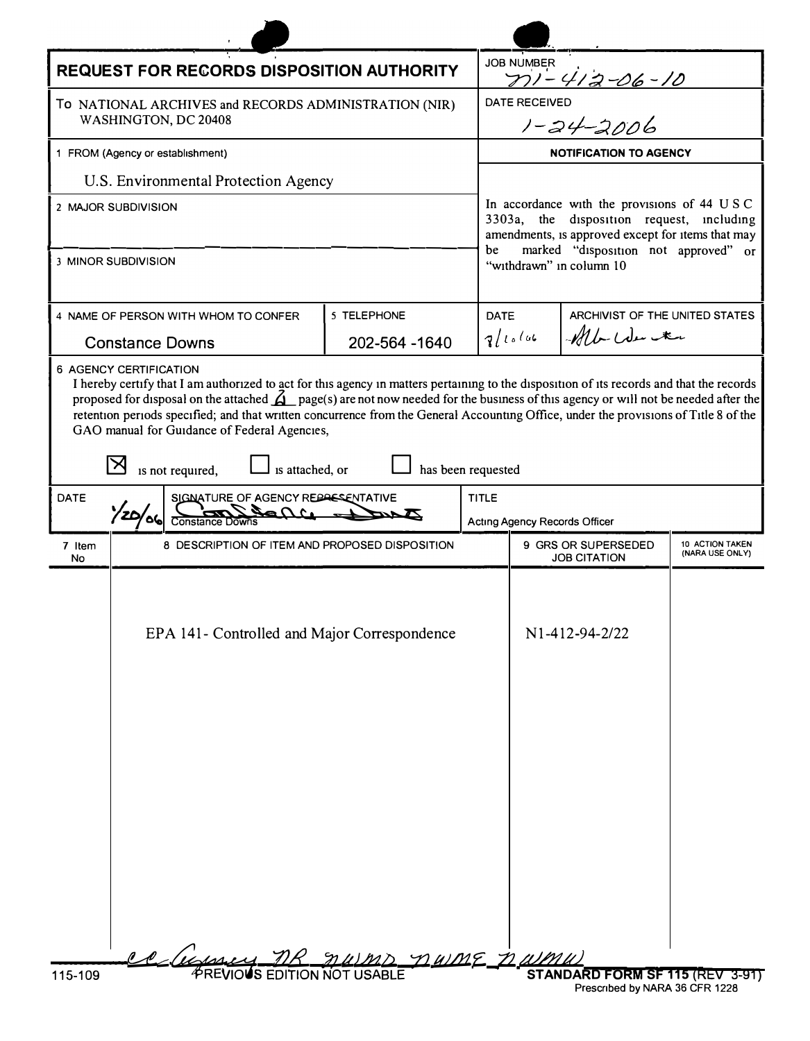# REQUEST FOR RECORDS DISPOSITION AUTHORITY

| | |
|---|---|
| **JOB NUMBER** | N1-412-06-10 |
| **DATE RECEIVED** | 1-24-2006 |

To NATIONAL ARCHIVES and RECORDS ADMINISTRATION (NIR)
WASHINGTON, DC 20408

1 FROM (Agency or establishment)

U.S. Environmental Protection Agency

2 MAJOR SUBDIVISION

3 MINOR SUBDIVISION

**NOTIFICATION TO AGENCY**

In accordance with the provisions of 44 U S C 3303a, the disposition request, including amendments, is approved except for items that may be marked "disposition not approved" or "withdrawn" in column 10

| 4 NAME OF PERSON WITH WHOM TO CONFER | 5 TELEPHONE | DATE | ARCHIVIST OF THE UNITED STATES |
|---|---|---|---|
| Constance Downs | 202-564 -1640 | 8/10/06 | Allen Weinstein |

6 AGENCY CERTIFICATION

I hereby certify that I am authorized to act for this agency in matters pertaining to the disposition of its records and that the records proposed for disposal on the attached 6 page(s) are not now needed for the business of this agency or will not be needed after the retention periods specified; and that written concurrence from the General Accounting Office, under the provisions of Title 8 of the GAO manual for Guidance of Federal Agencies,

☒ is not required, ☐ is attached, or ☐ has been requested

| DATE | SIGNATURE OF AGENCY REPRESENTATIVE | TITLE |
|---|---|---|
| 1/20/06 | Constance Downs | Acting Agency Records Officer |

| 7 Item No | 8 DESCRIPTION OF ITEM AND PROPOSED DISPOSITION | 9 GRS OR SUPERSEDED JOB CITATION | 10 ACTION TAKEN (NARA USE ONLY) |
|---|---|---|---|
| | EPA 141- Controlled and Major Correspondence | N1-412-94-2/22 | |

cc Agency NR NWMD NWME NWMW

115-109 PREVIOUS EDITION NOT USABLE **STANDARD FORM SF 115** (REV 3-91)
Prescribed by NARA 36 CFR 1228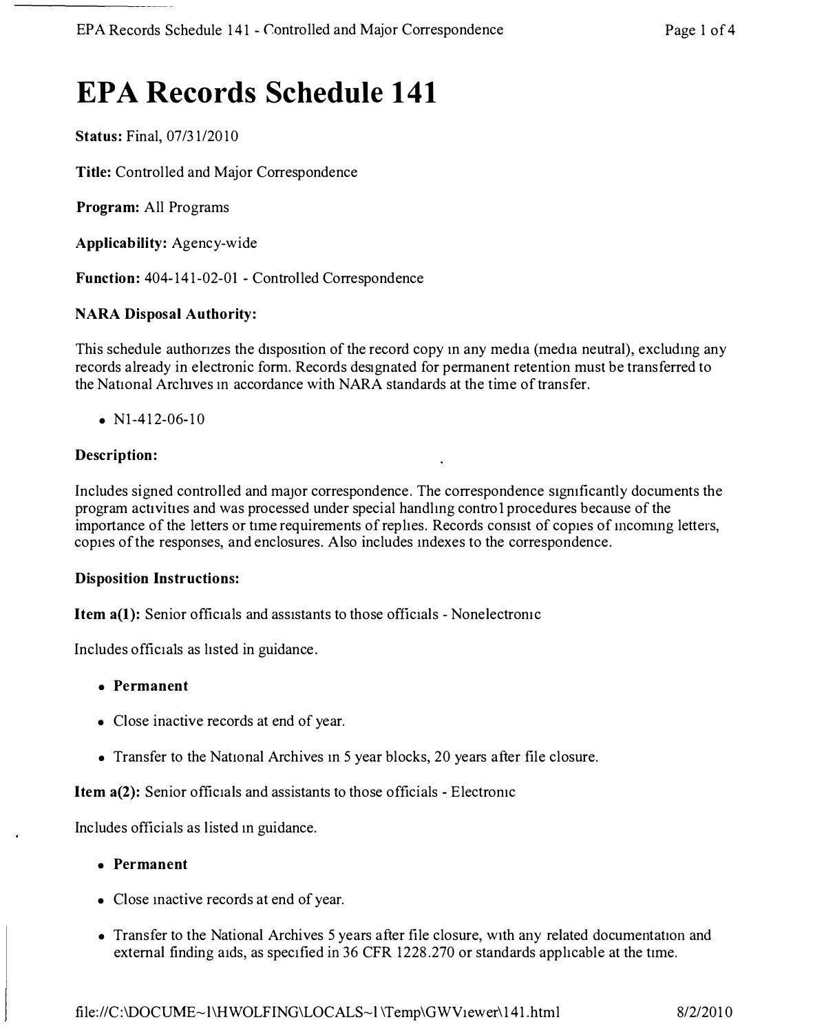# EPA Records Schedule 141

**Status:** Final, 07/31/2010

**Title:** Controlled and Major Correspondence

**Program:** All Programs

**Applicability:** Agency-wide

**Function:** 404-141-02-01 - Controlled Correspondence

**NARA Disposal Authority:**

This schedule authorizes the disposition of the record copy in any media (media neutral), excluding any records already in electronic form. Records designated for permanent retention must be transferred to the National Archives in accordance with NARA standards at the time of transfer.

- N1-412-06-10

**Description:**

Includes signed controlled and major correspondence. The correspondence significantly documents the program activities and was processed under special handling control procedures because of the importance of the letters or time requirements of replies. Records consist of copies of incoming letters, copies of the responses, and enclosures. Also includes indexes to the correspondence.

**Disposition Instructions:**

**Item a(1):** Senior officials and assistants to those officials - Nonelectronic

Includes officials as listed in guidance.

- **Permanent**
- Close inactive records at end of year.
- Transfer to the National Archives in 5 year blocks, 20 years after file closure.

**Item a(2):** Senior officials and assistants to those officials - Electronic

Includes officials as listed in guidance.

- **Permanent**
- Close inactive records at end of year.
- Transfer to the National Archives 5 years after file closure, with any related documentation and external finding aids, as specified in 36 CFR 1228.270 or standards applicable at the time.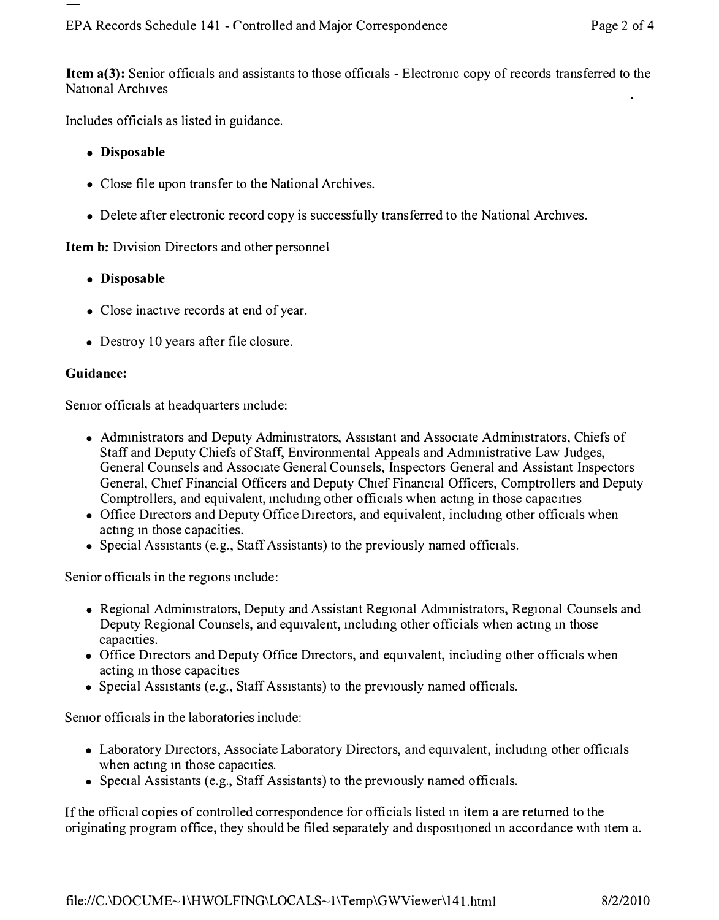**Item a(3):** Senior officials and assistants to those officials - Electronic copy of records transferred to the National Archives

Includes officials as listed in guidance.

- **Disposable**
- Close file upon transfer to the National Archives.
- Delete after electronic record copy is successfully transferred to the National Archives.

**Item b:** Division Directors and other personnel

- **Disposable**
- Close inactive records at end of year.
- Destroy 10 years after file closure.

**Guidance:**

Senior officials at headquarters include:

- Administrators and Deputy Administrators, Assistant and Associate Administrators, Chiefs of Staff and Deputy Chiefs of Staff, Environmental Appeals and Administrative Law Judges, General Counsels and Associate General Counsels, Inspectors General and Assistant Inspectors General, Chief Financial Officers and Deputy Chief Financial Officers, Comptrollers and Deputy Comptrollers, and equivalent, including other officials when acting in those capacities
- Office Directors and Deputy Office Directors, and equivalent, including other officials when acting in those capacities.
- Special Assistants (e.g., Staff Assistants) to the previously named officials.

Senior officials in the regions include:

- Regional Administrators, Deputy and Assistant Regional Administrators, Regional Counsels and Deputy Regional Counsels, and equivalent, including other officials when acting in those capacities.
- Office Directors and Deputy Office Directors, and equivalent, including other officials when acting in those capacities
- Special Assistants (e.g., Staff Assistants) to the previously named officials.

Senior officials in the laboratories include:

- Laboratory Directors, Associate Laboratory Directors, and equivalent, including other officials when acting in those capacities.
- Special Assistants (e.g., Staff Assistants) to the previously named officials.

If the official copies of controlled correspondence for officials listed in item a are returned to the originating program office, they should be filed separately and dispositioned in accordance with item a.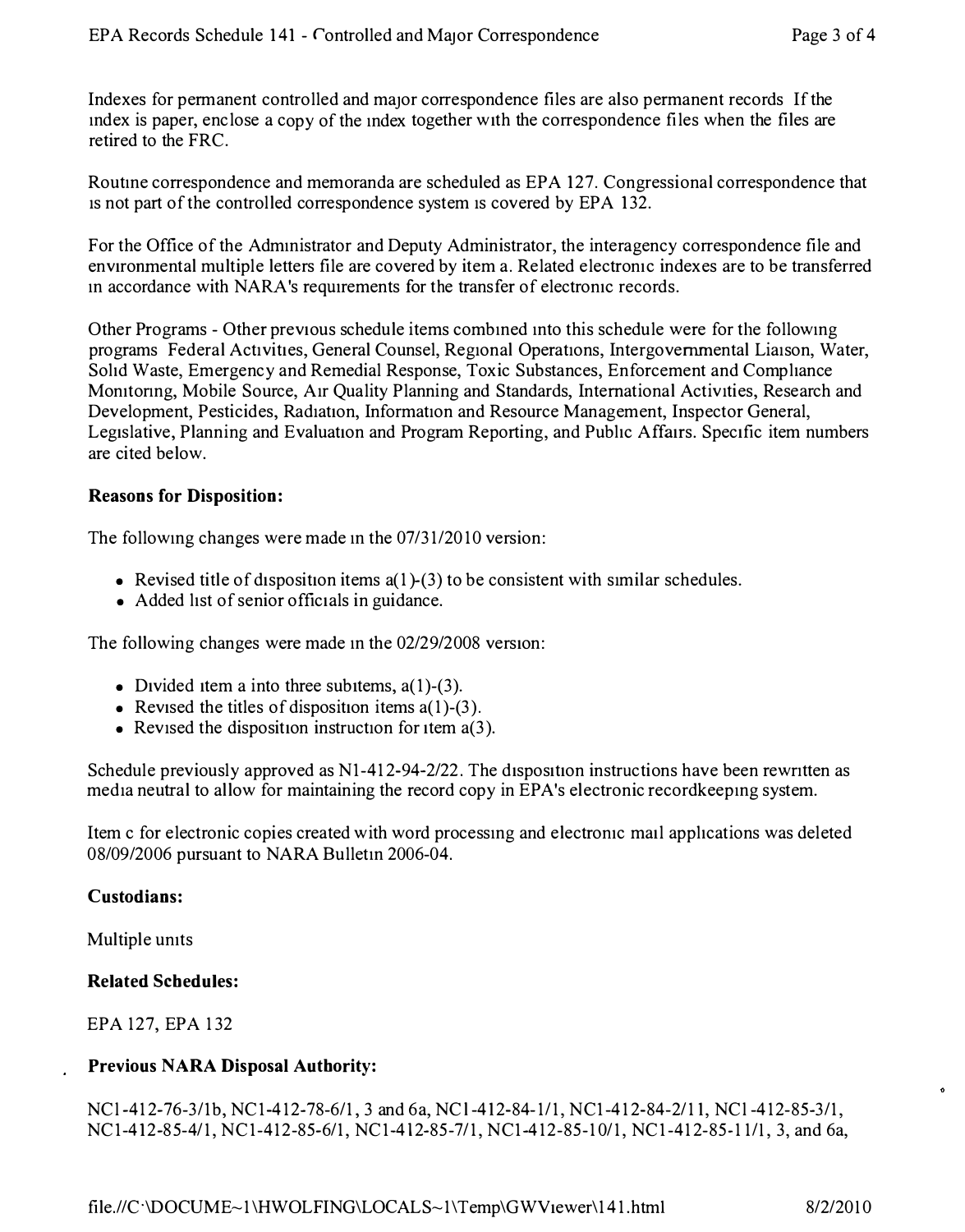Indexes for permanent controlled and major correspondence files are also permanent records If the index is paper, enclose a copy of the index together with the correspondence files when the files are retired to the FRC.

Routine correspondence and memoranda are scheduled as EPA 127. Congressional correspondence that is not part of the controlled correspondence system is covered by EPA 132.

For the Office of the Administrator and Deputy Administrator, the interagency correspondence file and environmental multiple letters file are covered by item a. Related electronic indexes are to be transferred in accordance with NARA's requirements for the transfer of electronic records.

Other Programs - Other previous schedule items combined into this schedule were for the following programs Federal Activities, General Counsel, Regional Operations, Intergovernmental Liaison, Water, Solid Waste, Emergency and Remedial Response, Toxic Substances, Enforcement and Compliance Monitoring, Mobile Source, Air Quality Planning and Standards, International Activities, Research and Development, Pesticides, Radiation, Information and Resource Management, Inspector General, Legislative, Planning and Evaluation and Program Reporting, and Public Affairs. Specific item numbers are cited below.

**Reasons for Disposition:**

The following changes were made in the 07/31/2010 version:

- Revised title of disposition items a(1)-(3) to be consistent with similar schedules.
- Added list of senior officials in guidance.

The following changes were made in the 02/29/2008 version:

- Divided item a into three subitems, a(1)-(3).
- Revised the titles of disposition items a(1)-(3).
- Revised the disposition instruction for item a(3).

Schedule previously approved as N1-412-94-2/22. The disposition instructions have been rewritten as media neutral to allow for maintaining the record copy in EPA's electronic recordkeeping system.

Item c for electronic copies created with word processing and electronic mail applications was deleted 08/09/2006 pursuant to NARA Bulletin 2006-04.

**Custodians:**

Multiple units

**Related Schedules:**

EPA 127, EPA 132

**Previous NARA Disposal Authority:**

NC1-412-76-3/1b, NC1-412-78-6/1, 3 and 6a, NC1-412-84-1/1, NC1-412-84-2/11, NC1-412-85-3/1, NC1-412-85-4/1, NC1-412-85-6/1, NC1-412-85-7/1, NC1-412-85-10/1, NC1-412-85-11/1, 3, and 6a,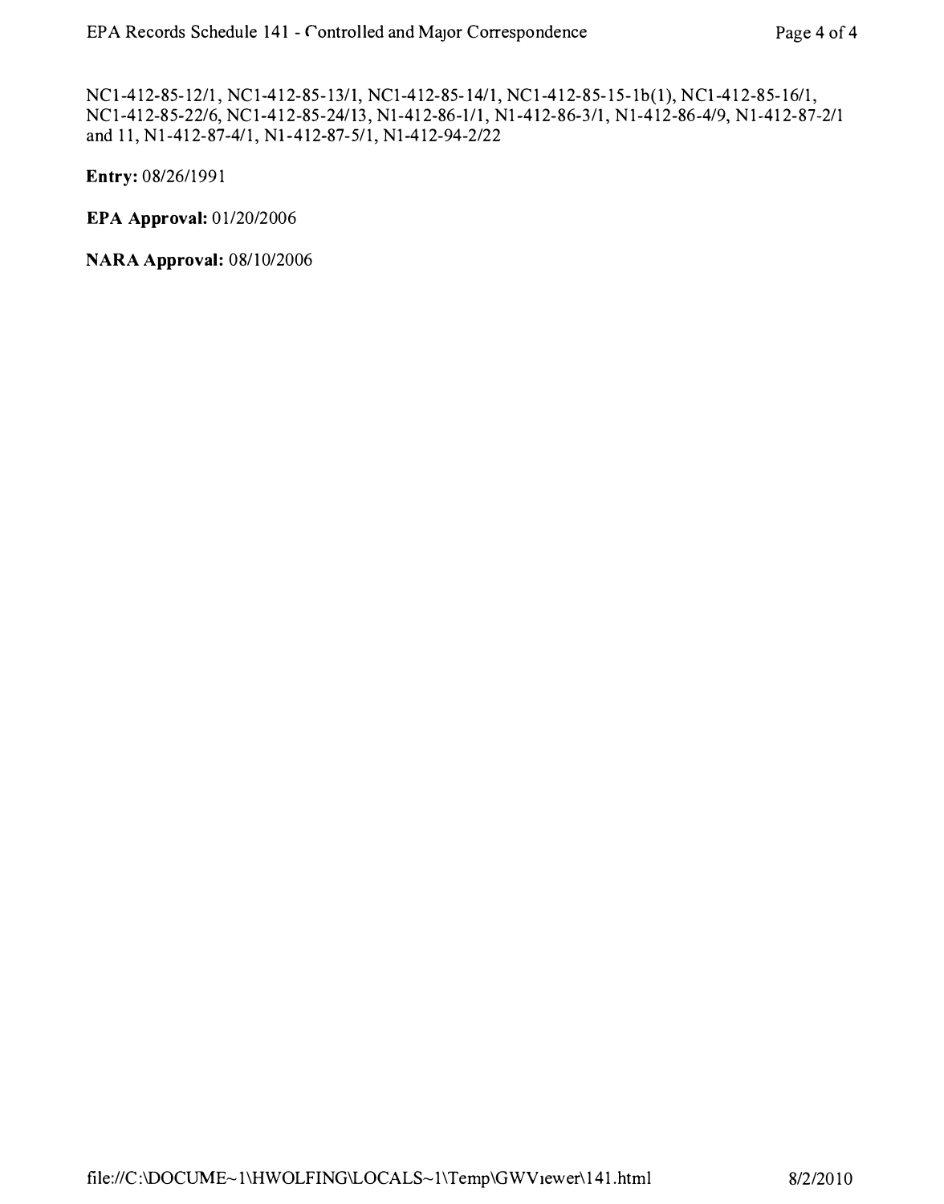NC1-412-85-12/1, NC1-412-85-13/1, NC1-412-85-14/1, NC1-412-85-15-1b(1), NC1-412-85-16/1, NC1-412-85-22/6, NC1-412-85-24/13, N1-412-86-1/1, N1-412-86-3/1, N1-412-86-4/9, N1-412-87-2/1 and 11, N1-412-87-4/1, N1-412-87-5/1, N1-412-94-2/22

**Entry:** 08/26/1991

**EPA Approval:** 01/20/2006

**NARA Approval:** 08/10/2006